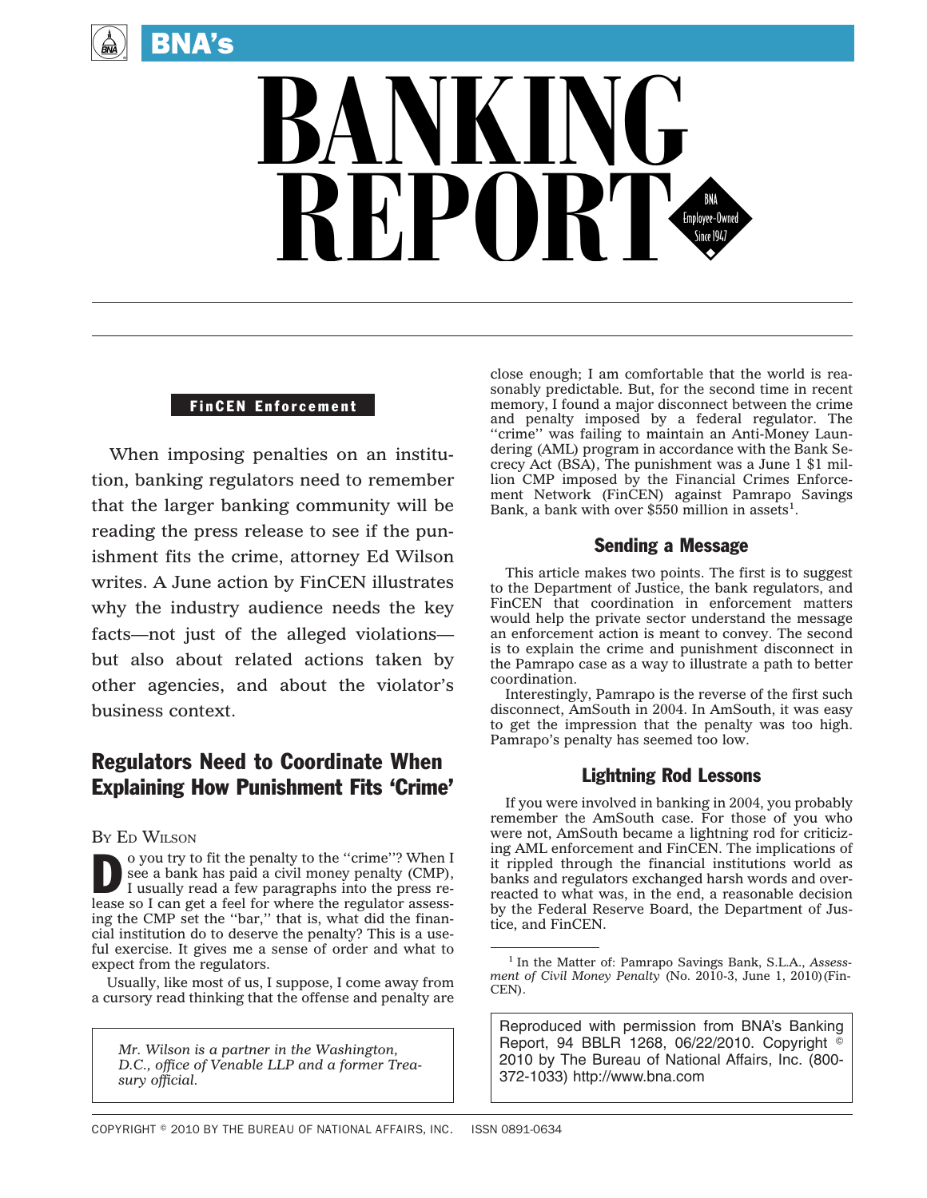# BNA's BANKING REPORT

**FinCEN Enforcement**

When imposing penalties on an institution, banking regulators need to remember that the larger banking community will be reading the press release to see if the punishment fits the crime, attorney Ed Wilson writes. A June action by FinCEN illustrates why the industry audience needs the key facts—not just of the alleged violations—but also about related actions taken by other agencies, and about the violator's business context.

## Regulators Need to Coordinate When Explaining How Punishment Fits 'Crime'

By Ed Wilson

Do you try to fit the penalty to the ''crime''? When I see a bank has paid a civil money penalty (CMP), I usually read a few paragraphs into the press release so I can get a feel for where the regulator assessing the CMP set the ''bar,'' that is, what did the financial institution do to deserve the penalty? This is a useful exercise. It gives me a sense of order and what to expect from the regulators.

Usually, like most of us, I suppose, I come away from a cursory read thinking that the offense and penalty are close enough; I am comfortable that the world is reasonably predictable. But, for the second time in recent memory, I found a major disconnect between the crime and penalty imposed by a federal regulator. The ''crime'' was failing to maintain an Anti-Money Laundering (AML) program in accordance with the Bank Secrecy Act (BSA), The punishment was a June 1 $1 million CMP imposed by the Financial Crimes Enforcement Network (FinCEN) against Pamrapo Savings Bank, a bank with over $550 million in assets[1].

*Mr. Wilson is a partner in the Washington, D.C., office of Venable LLP and a former Treasury official.*

### Sending a Message

This article makes two points. The first is to suggest to the Department of Justice, the bank regulators, and FinCEN that coordination in enforcement matters would help the private sector understand the message an enforcement action is meant to convey. The second is to explain the crime and punishment disconnect in the Pamrapo case as a way to illustrate a path to better coordination.

Interestingly, Pamrapo is the reverse of the first such disconnect, AmSouth in 2004. In AmSouth, it was easy to get the impression that the penalty was too high. Pamrapo's penalty has seemed too low.

### Lightning Rod Lessons

If you were involved in banking in 2004, you probably remember the AmSouth case. For those of you who were not, AmSouth became a lightning rod for criticizing AML enforcement and FinCEN. The implications of it rippled through the financial institutions world as banks and regulators exchanged harsh words and overreacted to what was, in the end, a reasonable decision by the Federal Reserve Board, the Department of Justice, and FinCEN.

[1] In the Matter of: Pamrapo Savings Bank, S.L.A., *Assessment of Civil Money Penalty* (No. 2010-3, June 1, 2010) (FinCEN).

Reproduced with permission from BNA's Banking Report, 94 BBLR 1268, 06/22/2010. Copyright © 2010 by The Bureau of National Affairs, Inc. (800-372-1033) http://www.bna.com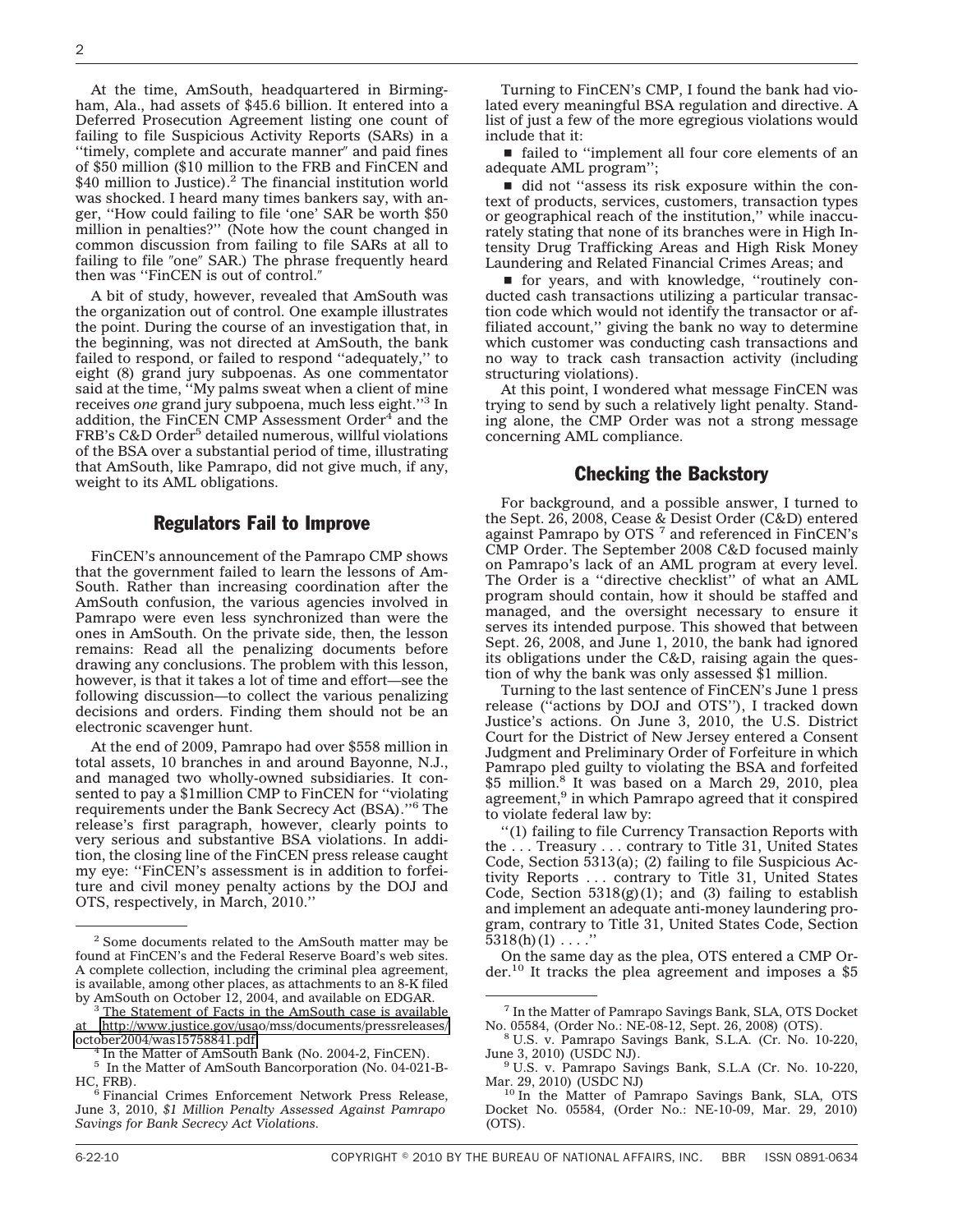At the time, AmSouth, headquartered in Birmingham, Ala., had assets of $45.6 billion. It entered into a Deferred Prosecution Agreement listing one count of failing to file Suspicious Activity Reports (SARs) in a ''timely, complete and accurate manner'' and paid fines of $50 million ($10 million to the FRB and FinCEN and $40 million to Justice).[2] The financial institution world was shocked. I heard many times bankers say, with anger, ''How could failing to file 'one' SAR be worth $50 million in penalties?'' (Note how the count changed in common discussion from failing to file SARs at all to failing to file "one" SAR.) The phrase frequently heard then was ''FinCEN is out of control.''

A bit of study, however, revealed that AmSouth was the organization out of control. One example illustrates the point. During the course of an investigation that, in the beginning, was not directed at AmSouth, the bank failed to respond, or failed to respond ''adequately,'' to eight (8) grand jury subpoenas. As one commentator said at the time, ''My palms sweat when a client of mine receives *one* grand jury subpoena, much less eight.''[3] In addition, the FinCEN CMP Assessment Order[4] and the FRB's C&D Order[5] detailed numerous, willful violations of the BSA over a substantial period of time, illustrating that AmSouth, like Pamrapo, did not give much, if any, weight to its AML obligations.

## Regulators Fail to Improve

FinCEN's announcement of the Pamrapo CMP shows that the government failed to learn the lessons of AmSouth. Rather than increasing coordination after the AmSouth confusion, the various agencies involved in Pamrapo were even less synchronized than were the ones in AmSouth. On the private side, then, the lesson remains: Read all the penalizing documents before drawing any conclusions. The problem with this lesson, however, is that it takes a lot of time and effort—see the following discussion—to collect the various penalizing decisions and orders. Finding them should not be an electronic scavenger hunt.

At the end of 2009, Pamrapo had over $558 million in total assets, 10 branches in and around Bayonne, N.J., and managed two wholly-owned subsidiaries. It consented to pay a $1million CMP to FinCEN for ''violating requirements under the Bank Secrecy Act (BSA).''[6] The release's first paragraph, however, clearly points to very serious and substantive BSA violations. In addition, the closing line of the FinCEN press release caught my eye: ''FinCEN's assessment is in addition to forfeiture and civil money penalty actions by the DOJ and OTS, respectively, in March, 2010.''

Turning to FinCEN's CMP, I found the bank had violated every meaningful BSA regulation and directive. A list of just a few of the more egregious violations would include that it:

- failed to ''implement all four core elements of an adequate AML program'';
- did not ''assess its risk exposure within the context of products, services, customers, transaction types or geographical reach of the institution,'' while inaccurately stating that none of its branches were in High Intensity Drug Trafficking Areas and High Risk Money Laundering and Related Financial Crimes Areas; and
- for years, and with knowledge, ''routinely conducted cash transactions utilizing a particular transaction code which would not identify the transactor or affiliated account,'' giving the bank no way to determine which customer was conducting cash transactions and no way to track cash transaction activity (including structuring violations).

At this point, I wondered what message FinCEN was trying to send by such a relatively light penalty. Standing alone, the CMP Order was not a strong message concerning AML compliance.

## Checking the Backstory

For background, and a possible answer, I turned to the Sept. 26, 2008, Cease & Desist Order (C&D) entered against Pamrapo by OTS [7] and referenced in FinCEN's CMP Order. The September 2008 C&D focused mainly on Pamrapo's lack of an AML program at every level. The Order is a ''directive checklist'' of what an AML program should contain, how it should be staffed and managed, and the oversight necessary to ensure it serves its intended purpose. This showed that between Sept. 26, 2008, and June 1, 2010, the bank had ignored its obligations under the C&D, raising again the question of why the bank was only assessed $1 million.

Turning to the last sentence of FinCEN's June 1 press release (''actions by DOJ and OTS''), I tracked down Justice's actions. On June 3, 2010, the U.S. District Court for the District of New Jersey entered a Consent Judgment and Preliminary Order of Forfeiture in which Pamrapo pled guilty to violating the BSA and forfeited $5 million.[8] It was based on a March 29, 2010, plea agreement,[9] in which Pamrapo agreed that it conspired to violate federal law by:

''(1) failing to file Currency Transaction Reports with the . . . Treasury . . . contrary to Title 31, United States Code, Section 5313(a); (2) failing to file Suspicious Activity Reports . . . contrary to Title 31, United States Code, Section 5318(g)(1); and (3) failing to establish and implement an adequate anti-money laundering program, contrary to Title 31, United States Code, Section 5318(h)(1) . . . .''

On the same day as the plea, OTS entered a CMP Order.[10] It tracks the plea agreement and imposes a $5

---

[2] Some documents related to the AmSouth matter may be found at FinCEN's and the Federal Reserve Board's web sites. A complete collection, including the criminal plea agreement, is available, among other places, as attachments to an 8-K filed by AmSouth on October 12, 2004, and available on EDGAR.

[3] The Statement of Facts in the AmSouth case is available at http://www.justice.gov/usao/mss/documents/pressreleases/october2004/was15758841.pdf

[4] In the Matter of AmSouth Bank (No. 2004-2, FinCEN).

[5] In the Matter of AmSouth Bancorporation (No. 04-021-B-HC, FRB).

[6] Financial Crimes Enforcement Network Press Release, June 3, 2010, *$1 Million Penalty Assessed Against Pamrapo Savings for Bank Secrecy Act Violations*.

[7] In the Matter of Pamrapo Savings Bank, SLA, OTS Docket No. 05584, (Order No.: NE-08-12, Sept. 26, 2008) (OTS).

[8] U.S. v. Pamrapo Savings Bank, S.L.A. (Cr. No. 10-220, June 3, 2010) (USDC NJ).

[9] U.S. v. Pamrapo Savings Bank, S.L.A (Cr. No. 10-220, Mar. 29, 2010) (USDC NJ)

[10] In the Matter of Pamrapo Savings Bank, SLA, OTS Docket No. 05584, (Order No.: NE-10-09, Mar. 29, 2010) (OTS).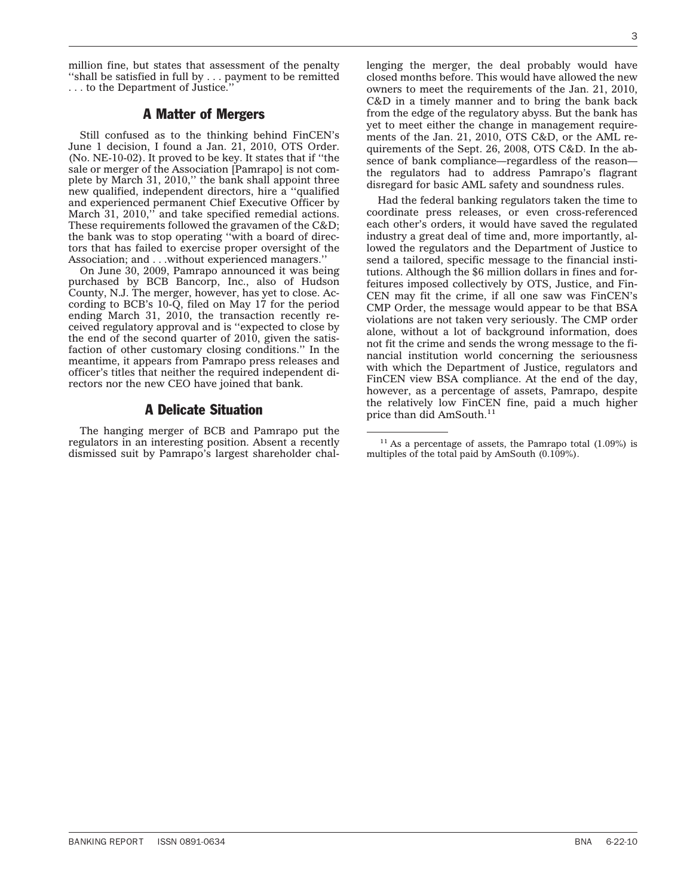million fine, but states that assessment of the penalty ''shall be satisfied in full by . . . payment to be remitted . . . to the Department of Justice.''

## A Matter of Mergers

Still confused as to the thinking behind FinCEN's June 1 decision, I found a Jan. 21, 2010, OTS Order. (No. NE-10-02). It proved to be key. It states that if ''the sale or merger of the Association [Pamrapo] is not complete by March 31, 2010,'' the bank shall appoint three new qualified, independent directors, hire a ''qualified and experienced permanent Chief Executive Officer by March 31, 2010,'' and take specified remedial actions. These requirements followed the gravamen of the C&D; the bank was to stop operating ''with a board of directors that has failed to exercise proper oversight of the Association; and . . .without experienced managers.''

On June 30, 2009, Pamrapo announced it was being purchased by BCB Bancorp, Inc., also of Hudson County, N.J. The merger, however, has yet to close. According to BCB's 10-Q, filed on May 17 for the period ending March 31, 2010, the transaction recently received regulatory approval and is ''expected to close by the end of the second quarter of 2010, given the satisfaction of other customary closing conditions.'' In the meantime, it appears from Pamrapo press releases and officer's titles that neither the required independent directors nor the new CEO have joined that bank.

## A Delicate Situation

The hanging merger of BCB and Pamrapo put the regulators in an interesting position. Absent a recently dismissed suit by Pamrapo's largest shareholder challenging the merger, the deal probably would have closed months before. This would have allowed the new owners to meet the requirements of the Jan. 21, 2010, C&D in a timely manner and to bring the bank back from the edge of the regulatory abyss. But the bank has yet to meet either the change in management requirements of the Jan. 21, 2010, OTS C&D, or the AML requirements of the Sept. 26, 2008, OTS C&D. In the absence of bank compliance—regardless of the reason—the regulators had to address Pamrapo's flagrant disregard for basic AML safety and soundness rules.

Had the federal banking regulators taken the time to coordinate press releases, or even cross-referenced each other's orders, it would have saved the regulated industry a great deal of time and, more importantly, allowed the regulators and the Department of Justice to send a tailored, specific message to the financial institutions. Although the $6 million dollars in fines and forfeitures imposed collectively by OTS, Justice, and FinCEN may fit the crime, if all one saw was FinCEN's CMP Order, the message would appear to be that BSA violations are not taken very seriously. The CMP order alone, without a lot of background information, does not fit the crime and sends the wrong message to the financial institution world concerning the seriousness with which the Department of Justice, regulators and FinCEN view BSA compliance. At the end of the day, however, as a percentage of assets, Pamrapo, despite the relatively low FinCEN fine, paid a much higher price than did AmSouth.[11]

---

[11] As a percentage of assets, the Pamrapo total (1.09%) is multiples of the total paid by AmSouth (0.109%).